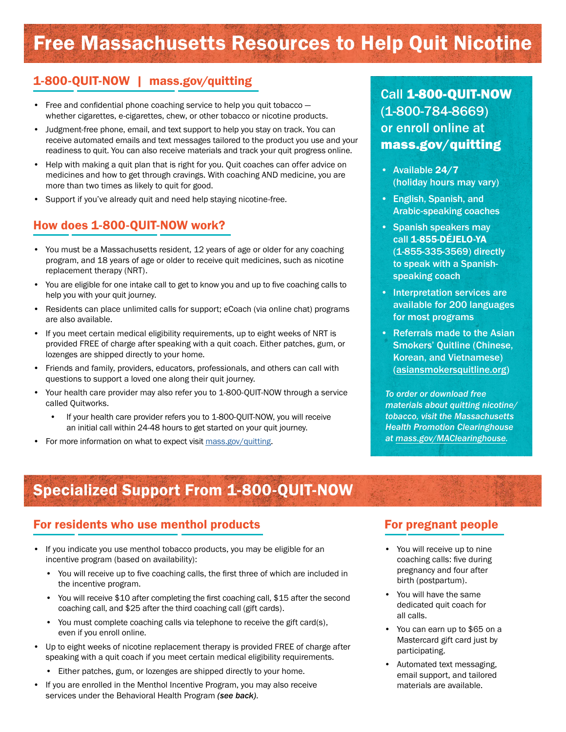# Free Massachusetts Resources to Help Quit Nicotine

## 1-800-QUIT-NOW | mass.gov/quitting

- Free and confidential phone coaching service to help you quit tobacco — whether cigarettes, e-cigarettes, chew, or other tobacco or nicotine products.
- Judgment-free phone, email, and text support to help you stay on track. You can receive automated emails and text messages tailored to the product you use and your readiness to quit. You can also receive materials and track your quit progress online.
- Help with making a quit plan that is right for you. Quit coaches can offer advice on medicines and how to get through cravings. With coaching AND medicine, you are more than two times as likely to quit for good.
- Support if you've already quit and need help staying nicotine-free.

## How does 1-800-QUIT-NOW work?

- You must be a Massachusetts resident, 12 years of age or older for any coaching program, and 18 years of age or older to receive quit medicines, such as nicotine replacement therapy (NRT).
- You are eligible for one intake call to get to know you and up to five coaching calls to help you with your quit journey.
- Residents can place unlimited calls for support; eCoach (via online chat) programs are also available.
- If you meet certain medical eligibility requirements, up to eight weeks of NRT is provided FREE of charge after speaking with a quit coach. Either patches, gum, or lozenges are shipped directly to your home.
- Friends and family, providers, educators, professionals, and others can call with questions to support a loved one along their quit journey.
- Your health care provider may also refer you to 1-800-QUIT-NOW through a service called Quitworks.
  - If your health care provider refers you to 1-800-QUIT-NOW, you will receive an initial call within 24-48 hours to get started on your quit journey.
- For more information on what to expect visit mass.gov/quitting.

### Call **1-800-QUIT-NOW** (1-800-784-8669) or enroll online at **mass.gov/quitting**

- Available **24/7** (holiday hours may vary)
- English, Spanish, and Arabic-speaking coaches
- Spanish speakers may call **1-855-DÉJELO-YA** (1-855-335-3569) directly to speak with a Spanish-speaking coach
- Interpretation services are available for 200 languages for most programs
- Referrals made to the Asian Smokers' Quitline (Chinese, Korean, and Vietnamese) (asiansmokersquitline.org)

*To order or download free materials about quitting nicotine/ tobacco, visit the Massachusetts Health Promotion Clearinghouse at mass.gov/MAClearinghouse.*

# Specialized Support From 1-800-QUIT-NOW

## For residents who use menthol products

- If you indicate you use menthol tobacco products, you may be eligible for an incentive program (based on availability):
  - You will receive up to five coaching calls, the first three of which are included in the incentive program.
  - You will receive $10 after completing the first coaching call, $15 after the second coaching call, and $25 after the third coaching call (gift cards).
  - You must complete coaching calls via telephone to receive the gift card(s), even if you enroll online.
- Up to eight weeks of nicotine replacement therapy is provided FREE of charge after speaking with a quit coach if you meet certain medical eligibility requirements.
  - Either patches, gum, or lozenges are shipped directly to your home.
- If you are enrolled in the Menthol Incentive Program, you may also receive services under the Behavioral Health Program ***(see back)***.

## For pregnant people

- You will receive up to nine coaching calls: five during pregnancy and four after birth (postpartum).
- You will have the same dedicated quit coach for all calls.
- You can earn up to $65 on a Mastercard gift card just by participating.
- Automated text messaging, email support, and tailored materials are available.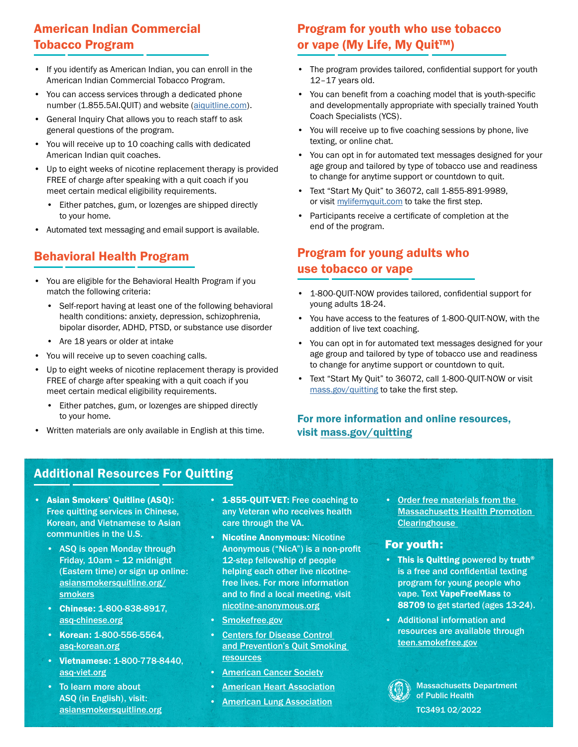## American Indian Commercial Tobacco Program

- If you identify as American Indian, you can enroll in the American Indian Commercial Tobacco Program.
- You can access services through a dedicated phone number (1.855.5AI.QUIT) and website (aiquitline.com).
- General Inquiry Chat allows you to reach staff to ask general questions of the program.
- You will receive up to 10 coaching calls with dedicated American Indian quit coaches.
- Up to eight weeks of nicotine replacement therapy is provided FREE of charge after speaking with a quit coach if you meet certain medical eligibility requirements.
  - Either patches, gum, or lozenges are shipped directly to your home.
- Automated text messaging and email support is available.

## Behavioral Health Program

- You are eligible for the Behavioral Health Program if you match the following criteria:
  - Self-report having at least one of the following behavioral health conditions: anxiety, depression, schizophrenia, bipolar disorder, ADHD, PTSD, or substance use disorder
  - Are 18 years or older at intake
- You will receive up to seven coaching calls.
- Up to eight weeks of nicotine replacement therapy is provided FREE of charge after speaking with a quit coach if you meet certain medical eligibility requirements.
  - Either patches, gum, or lozenges are shipped directly to your home.
- Written materials are only available in English at this time.

## Program for youth who use tobacco or vape (My Life, My Quit™)

- The program provides tailored, confidential support for youth 12–17 years old.
- You can benefit from a coaching model that is youth-specific and developmentally appropriate with specially trained Youth Coach Specialists (YCS).
- You will receive up to five coaching sessions by phone, live texting, or online chat.
- You can opt in for automated text messages designed for your age group and tailored by type of tobacco use and readiness to change for anytime support or countdown to quit.
- Text "Start My Quit" to 36072, call 1-855-891-9989, or visit mylifemyquit.com to take the first step.
- Participants receive a certificate of completion at the end of the program.

## Program for young adults who use tobacco or vape

- 1-800-QUIT-NOW provides tailored, confidential support for young adults 18-24.
- You have access to the features of 1-800-QUIT-NOW, with the addition of live text coaching.
- You can opt in for automated text messages designed for your age group and tailored by type of tobacco use and readiness to change for anytime support or countdown to quit.
- Text "Start My Quit" to 36072, call 1-800-QUIT-NOW or visit mass.gov/quitting to take the first step.

**For more information and online resources, visit mass.gov/quitting**

## Additional Resources For Quitting

- **Asian Smokers' Quitline (ASQ): Free quitting services in Chinese, Korean, and Vietnamese to Asian communities in the U.S.**
  - ASQ is open Monday through Friday, 10am – 12 midnight (Eastern time) or sign up online: asiansmokersquitline.org/smokers
  - **Chinese:** 1-800-838-8917, asq-chinese.org
  - **Korean:** 1-800-556-5564, asq-korean.org
  - **Vietnamese:** 1-800-778-8440, asq-viet.org
  - To learn more about ASQ (in English), visit: asiansmokersquitline.org
- **1-855-QUIT-VET:** Free coaching to any Veteran who receives health care through the VA.
- **Nicotine Anonymous:** Nicotine Anonymous ("NicA") is a non-profit 12-step fellowship of people helping each other live nicotine-free lives. For more information and to find a local meeting, visit nicotine-anonymous.org
- Smokefree.gov
- Centers for Disease Control and Prevention's Quit Smoking resources
- American Cancer Society
- American Heart Association
- American Lung Association
- Order free materials from the Massachusetts Health Promotion Clearinghouse

### For youth:

- **This is Quitting** powered by **truth®** is a free and confidential texting program for young people who vape. Text **VapeFreeMass** to **88709** to get started (ages 13-24).
- Additional information and resources are available through teen.smokefree.gov

Massachusetts Department of Public Health

TC3491 02/2022